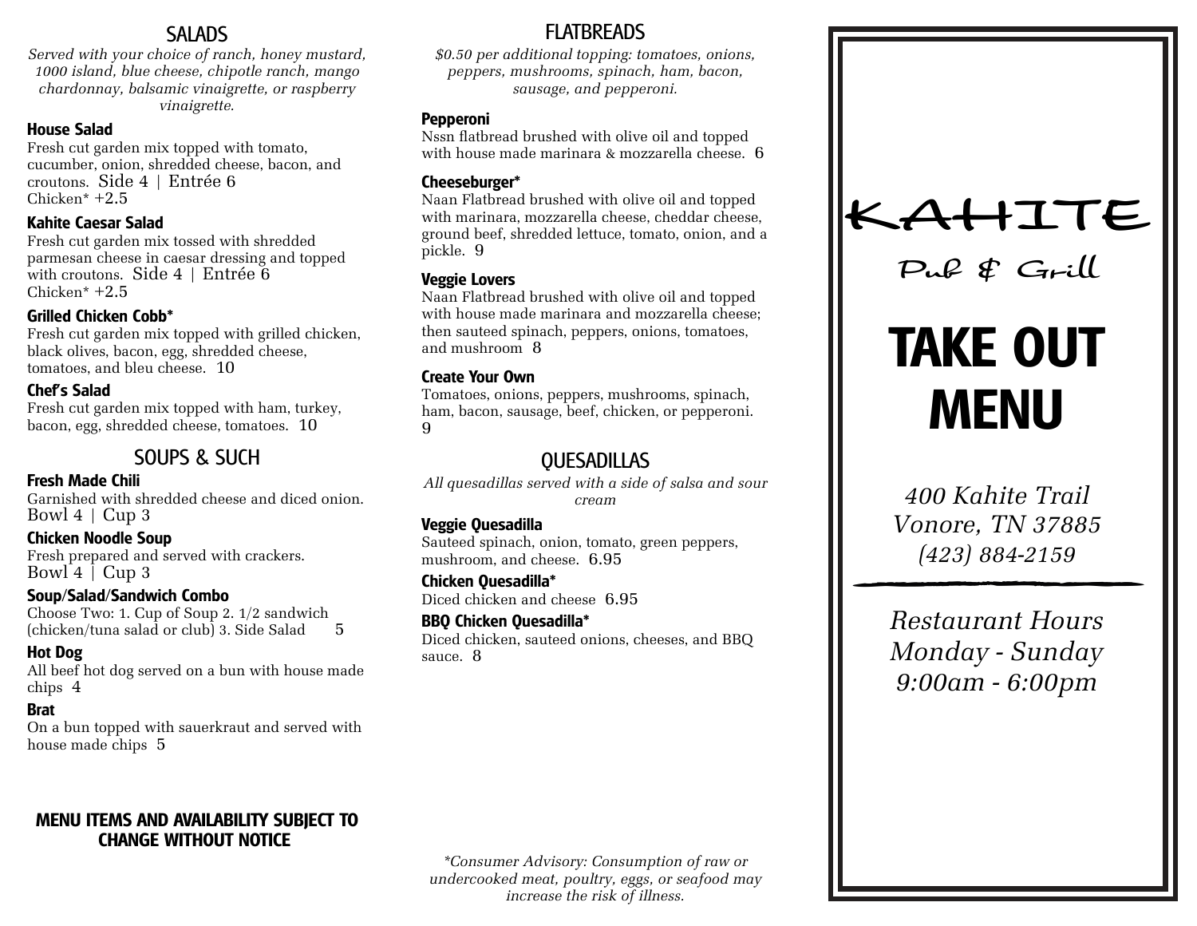## SALADS

*Served with your choice of ranch, honey mustard, 1000 island, blue cheese, chipotle ranch, mango chardonnay, balsamic vinaigrette, or raspberry vinaigrette.*

### House Salad

Fresh cut garden mix topped with tomato, cucumber, onion, shredded cheese, bacon, and croutons. Side 4 | Entrée 6
Chicken* +2.5

### Kahite Caesar Salad

Fresh cut garden mix tossed with shredded parmesan cheese in caesar dressing and topped with croutons. Side 4 | Entrée 6
Chicken* +2.5

### Grilled Chicken Cobb*

Fresh cut garden mix topped with grilled chicken, black olives, bacon, egg, shredded cheese, tomatoes, and bleu cheese. 10

### Chef's Salad

Fresh cut garden mix topped with ham, turkey, bacon, egg, shredded cheese, tomatoes. 10

## SOUPS & SUCH

### Fresh Made Chili

Garnished with shredded cheese and diced onion.
Bowl 4 | Cup 3

### Chicken Noodle Soup

Fresh prepared and served with crackers.
Bowl 4 | Cup 3

### Soup/Salad/Sandwich Combo

Choose Two: 1. Cup of Soup 2. 1/2 sandwich (chicken/tuna salad or club) 3. Side Salad 5

### Hot Dog

All beef hot dog served on a bun with house made chips 4

### Brat

On a bun topped with sauerkraut and served with house made chips 5

**MENU ITEMS AND AVAILABILITY SUBJECT TO CHANGE WITHOUT NOTICE**

## FLATBREADS

*$0.50 per additional topping: tomatoes, onions, peppers, mushrooms, spinach, ham, bacon, sausage, and pepperoni.*

### Pepperoni

Nssn flatbread brushed with olive oil and topped with house made marinara & mozzarella cheese. 6

### Cheeseburger*

Naan Flatbread brushed with olive oil and topped with marinara, mozzarella cheese, cheddar cheese, ground beef, shredded lettuce, tomato, onion, and a pickle. 9

### Veggie Lovers

Naan Flatbread brushed with olive oil and topped with house made marinara and mozzarella cheese; then sauteed spinach, peppers, onions, tomatoes, and mushroom 8

### Create Your Own

Tomatoes, onions, peppers, mushrooms, spinach, ham, bacon, sausage, beef, chicken, or pepperoni.
9

## QUESADILLAS

*All quesadillas served with a side of salsa and sour cream*

### Veggie Quesadilla

Sauteed spinach, onion, tomato, green peppers, mushroom, and cheese. 6.95

### Chicken Quesadilla*

Diced chicken and cheese 6.95

### BBQ Chicken Quesadilla*

Diced chicken, sauteed onions, cheeses, and BBQ sauce. 8

*\*Consumer Advisory: Consumption of raw or undercooked meat, poultry, eggs, or seafood may increase the risk of illness.*

# KAHITE

Pub & Grill

# TAKE OUT MENU

*400 Kahite Trail*
*Vonore, TN 37885*
*(423) 884-2159*

*Restaurant Hours*
*Monday - Sunday*
*9:00am - 6:00pm*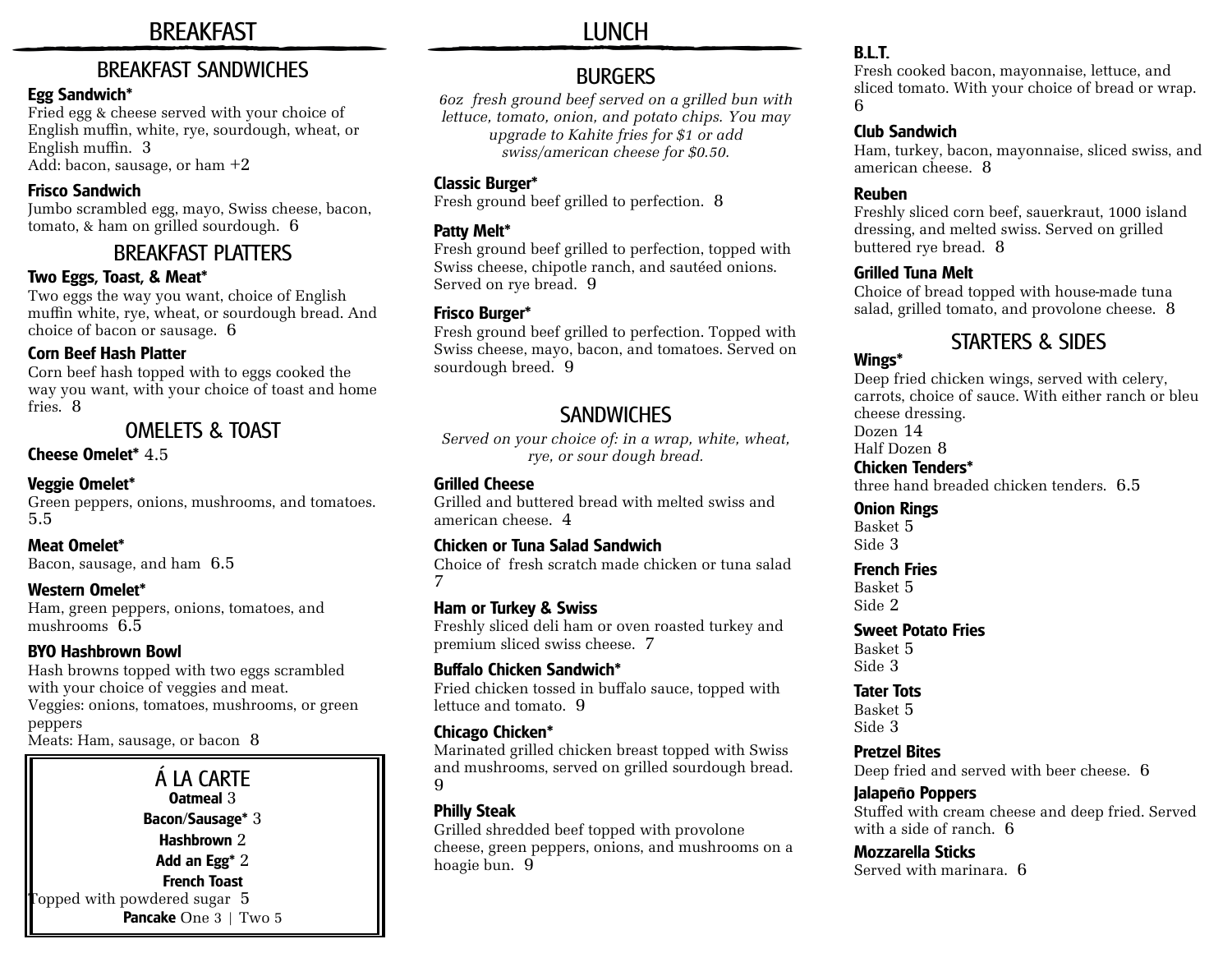# BREAKFAST

## BREAKFAST SANDWICHES

**Egg Sandwich***
Fried egg & cheese served with your choice of English muffin, white, rye, sourdough, wheat, or English muffin. 3
Add: bacon, sausage, or ham +2

**Frisco Sandwich**
Jumbo scrambled egg, mayo, Swiss cheese, bacon, tomato, & ham on grilled sourdough. 6

## BREAKFAST PLATTERS

**Two Eggs, Toast, & Meat***
Two eggs the way you want, choice of English muffin white, rye, wheat, or sourdough bread. And choice of bacon or sausage. 6

**Corn Beef Hash Platter**
Corn beef hash topped with to eggs cooked the way you want, with your choice of toast and home fries. 8

## OMELETS & TOAST

**Cheese Omelet*** 4.5

**Veggie Omelet***
Green peppers, onions, mushrooms, and tomatoes. 5.5

**Meat Omelet***
Bacon, sausage, and ham 6.5

**Western Omelet***
Ham, green peppers, onions, tomatoes, and mushrooms 6.5

**BYO Hashbrown Bowl**
Hash browns topped with two eggs scrambled with your choice of veggies and meat.
Veggies: onions, tomatoes, mushrooms, or green peppers
Meats: Ham, sausage, or bacon 8

## Á LA CARTE

**Oatmeal** 3

**Bacon/Sausage*** 3

**Hashbrown** 2

**Add an Egg*** 2

**French Toast**
Topped with powdered sugar 5

**Pancake** One 3 | Two 5

# LUNCH

## BURGERS

*6oz fresh ground beef served on a grilled bun with lettuce, tomato, onion, and potato chips. You may upgrade to Kahite fries for $1 or add swiss/american cheese for $0.50.*

**Classic Burger***
Fresh ground beef grilled to perfection. 8

**Patty Melt***
Fresh ground beef grilled to perfection, topped with Swiss cheese, chipotle ranch, and sautéed onions. Served on rye bread. 9

**Frisco Burger***
Fresh ground beef grilled to perfection. Topped with Swiss cheese, mayo, bacon, and tomatoes. Served on sourdough breed. 9

## SANDWICHES

*Served on your choice of: in a wrap, white, wheat, rye, or sour dough bread.*

**Grilled Cheese**
Grilled and buttered bread with melted swiss and american cheese. 4

**Chicken or Tuna Salad Sandwich**
Choice of fresh scratch made chicken or tuna salad 7

**Ham or Turkey & Swiss**
Freshly sliced deli ham or oven roasted turkey and premium sliced swiss cheese. 7

**Buffalo Chicken Sandwich***
Fried chicken tossed in buffalo sauce, topped with lettuce and tomato. 9

**Chicago Chicken***
Marinated grilled chicken breast topped with Swiss and mushrooms, served on grilled sourdough bread. 9

**Philly Steak**
Grilled shredded beef topped with provolone cheese, green peppers, onions, and mushrooms on a hoagie bun. 9

**B.L.T.**
Fresh cooked bacon, mayonnaise, lettuce, and sliced tomato. With your choice of bread or wrap. 6

**Club Sandwich**
Ham, turkey, bacon, mayonnaise, sliced swiss, and american cheese. 8

**Reuben**
Freshly sliced corn beef, sauerkraut, 1000 island dressing, and melted swiss. Served on grilled buttered rye bread. 8

**Grilled Tuna Melt**
Choice of bread topped with house-made tuna salad, grilled tomato, and provolone cheese. 8

## STARTERS & SIDES

**Wings***
Deep fried chicken wings, served with celery, carrots, choice of sauce. With either ranch or bleu cheese dressing.
Dozen 14
Half Dozen 8

**Chicken Tenders***
three hand breaded chicken tenders. 6.5

**Onion Rings**
Basket 5
Side 3

**French Fries**
Basket 5
Side 2

**Sweet Potato Fries**
Basket 5
Side 3

**Tater Tots**
Basket 5
Side 3

**Pretzel Bites**
Deep fried and served with beer cheese. 6

**Jalapeño Poppers**
Stuffed with cream cheese and deep fried. Served with a side of ranch. 6

**Mozzarella Sticks**
Served with marinara. 6